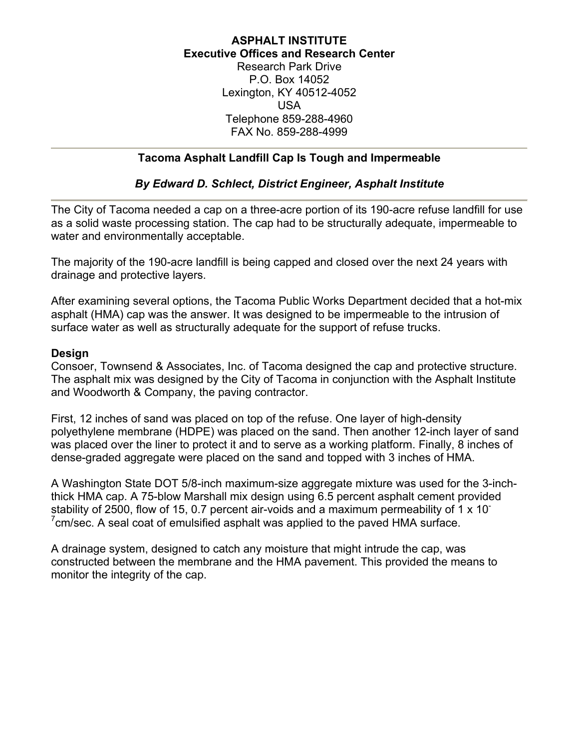**ASPHALT INSTITUTE**
**Executive Offices and Research Center**
Research Park Drive
P.O. Box 14052
Lexington, KY 40512-4052
USA
Telephone 859-288-4960
FAX No. 859-288-4999

---

## Tacoma Asphalt Landfill Cap Is Tough and Impermeable

***By Edward D. Schlect, District Engineer, Asphalt Institute***

---

The City of Tacoma needed a cap on a three-acre portion of its 190-acre refuse landfill for use as a solid waste processing station. The cap had to be structurally adequate, impermeable to water and environmentally acceptable.

The majority of the 190-acre landfill is being capped and closed over the next 24 years with drainage and protective layers.

After examining several options, the Tacoma Public Works Department decided that a hot-mix asphalt (HMA) cap was the answer. It was designed to be impermeable to the intrusion of surface water as well as structurally adequate for the support of refuse trucks.

### Design

Consoer, Townsend & Associates, Inc. of Tacoma designed the cap and protective structure. The asphalt mix was designed by the City of Tacoma in conjunction with the Asphalt Institute and Woodworth & Company, the paving contractor.

First, 12 inches of sand was placed on top of the refuse. One layer of high-density polyethylene membrane (HDPE) was placed on the sand. Then another 12-inch layer of sand was placed over the liner to protect it and to serve as a working platform. Finally, 8 inches of dense-graded aggregate were placed on the sand and topped with 3 inches of HMA.

A Washington State DOT 5/8-inch maximum-size aggregate mixture was used for the 3-inch-thick HMA cap. A 75-blow Marshall mix design using 6.5 percent asphalt cement provided stability of 2500, flow of 15, 0.7 percent air-voids and a maximum permeability of $1 \times 10^{-7}$ cm/sec. A seal coat of emulsified asphalt was applied to the paved HMA surface.

A drainage system, designed to catch any moisture that might intrude the cap, was constructed between the membrane and the HMA pavement. This provided the means to monitor the integrity of the cap.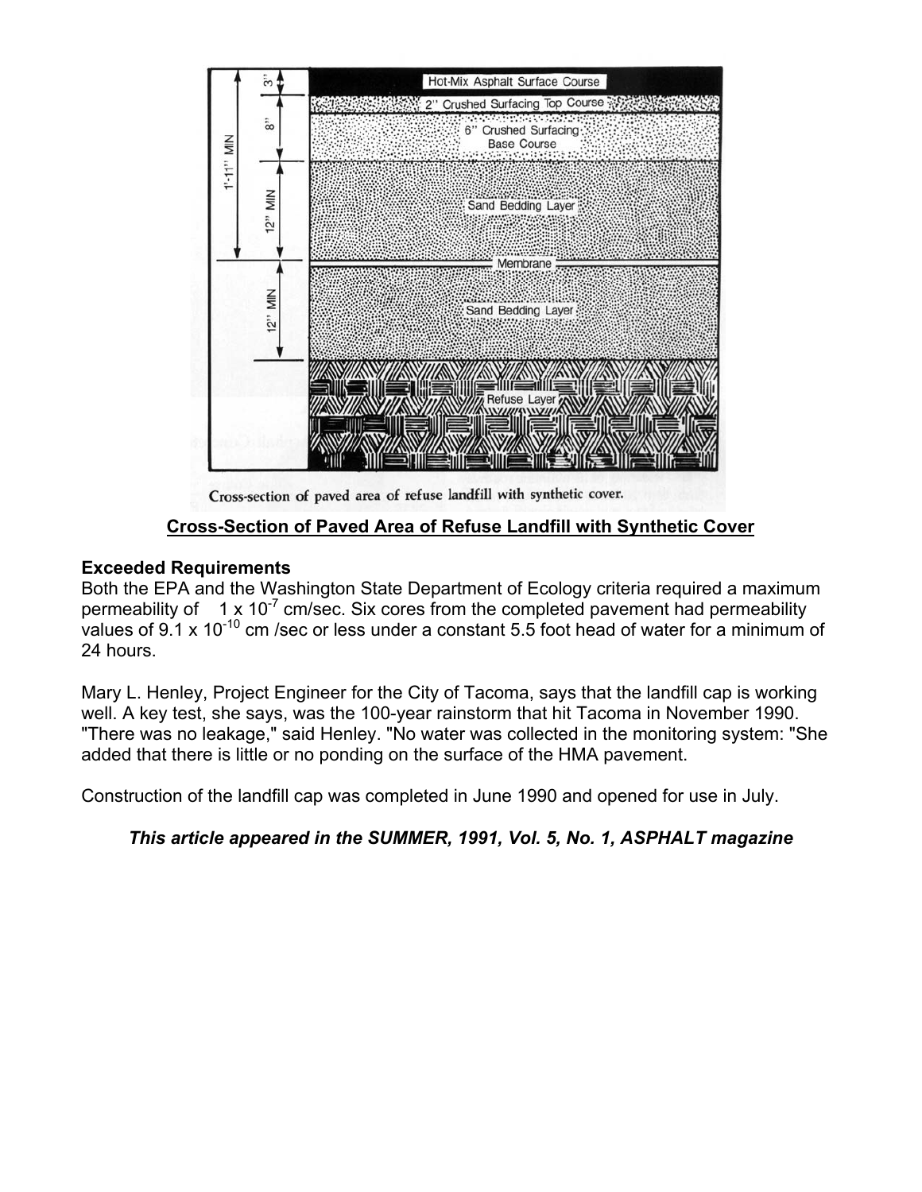Hot-Mix Asphalt Surface Course

2'' Crushed Surfacing Top Course

6'' Crushed Surfacing Base Course

Sand Bedding Layer

Membrane

Sand Bedding Layer

Refuse Layer

3''

8''

12'' MIN

12'' MIN

1'-11'' MIN

Cross-section of paved area of refuse landfill with synthetic cover.

**Cross-Section of Paved Area of Refuse Landfill with Synthetic Cover**

**Exceeded Requirements**

Both the EPA and the Washington State Department of Ecology criteria required a maximum permeability of $1 \times 10^{-7}$ cm/sec. Six cores from the completed pavement had permeability values of $9.1 \times 10^{-10}$ cm /sec or less under a constant 5.5 foot head of water for a minimum of 24 hours.

Mary L. Henley, Project Engineer for the City of Tacoma, says that the landfill cap is working well. A key test, she says, was the 100-year rainstorm that hit Tacoma in November 1990. "There was no leakage," said Henley. "No water was collected in the monitoring system: "She added that there is little or no ponding on the surface of the HMA pavement.

Construction of the landfill cap was completed in June 1990 and opened for use in July.

***This article appeared in the SUMMER, 1991, Vol. 5, No. 1, ASPHALT magazine***